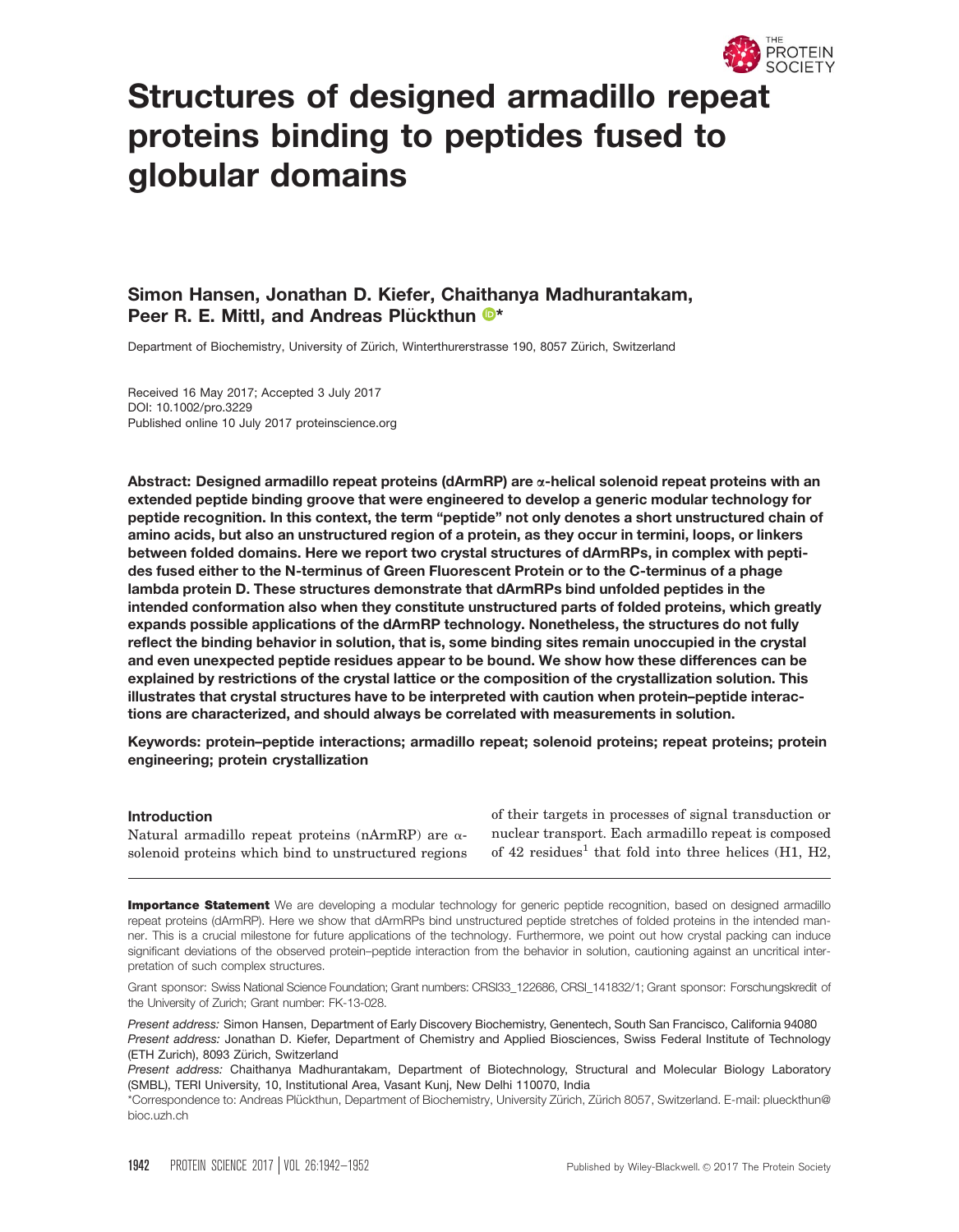# Structures of designed armadillo repeat proteins binding to peptides fused to globular domains

**Simon Hansen, Jonathan D. Kiefer, Chaithanya Madhurantakam, Peer R. E. Mittl, and Andreas Plückthun\***

Department of Biochemistry, University of Zürich, Winterthurerstrasse 190, 8057 Zürich, Switzerland

Received 16 May 2017; Accepted 3 July 2017
DOI: 10.1002/pro.3229
Published online 10 July 2017 proteinscience.org

**Abstract: Designed armadillo repeat proteins (dArmRP) are α-helical solenoid repeat proteins with an extended peptide binding groove that were engineered to develop a generic modular technology for peptide recognition. In this context, the term "peptide" not only denotes a short unstructured chain of amino acids, but also an unstructured region of a protein, as they occur in termini, loops, or linkers between folded domains. Here we report two crystal structures of dArmRPs, in complex with peptides fused either to the N-terminus of Green Fluorescent Protein or to the C-terminus of a phage lambda protein D. These structures demonstrate that dArmRPs bind unfolded peptides in the intended conformation also when they constitute unstructured parts of folded proteins, which greatly expands possible applications of the dArmRP technology. Nonetheless, the structures do not fully reflect the binding behavior in solution, that is, some binding sites remain unoccupied in the crystal and even unexpected peptide residues appear to be bound. We show how these differences can be explained by restrictions of the crystal lattice or the composition of the crystallization solution. This illustrates that crystal structures have to be interpreted with caution when protein–peptide interactions are characterized, and should always be correlated with measurements in solution.**

**Keywords: protein–peptide interactions; armadillo repeat; solenoid proteins; repeat proteins; protein engineering; protein crystallization**

## Introduction

Natural armadillo repeat proteins (nArmRP) are α-solenoid proteins which bind to unstructured regions of their targets in processes of signal transduction or nuclear transport. Each armadillo repeat is composed of 42 residues[1] that fold into three helices (H1, H2,

**Importance Statement** We are developing a modular technology for generic peptide recognition, based on designed armadillo repeat proteins (dArmRP). Here we show that dArmRPs bind unstructured peptide stretches of folded proteins in the intended manner. This is a crucial milestone for future applications of the technology. Furthermore, we point out how crystal packing can induce significant deviations of the observed protein–peptide interaction from the behavior in solution, cautioning against an uncritical interpretation of such complex structures.

Grant sponsor: Swiss National Science Foundation; Grant numbers: CRSI33_122686, CRSI_141832/1; Grant sponsor: Forschungskredit of the University of Zurich; Grant number: FK-13-028.

*Present address:* Simon Hansen, Department of Early Discovery Biochemistry, Genentech, South San Francisco, California 94080
*Present address:* Jonathan D. Kiefer, Department of Chemistry and Applied Biosciences, Swiss Federal Institute of Technology (ETH Zurich), 8093 Zürich, Switzerland
*Present address:* Chaithanya Madhurantakam, Department of Biotechnology, Structural and Molecular Biology Laboratory (SMBL), TERI University, 10, Institutional Area, Vasant Kunj, New Delhi 110070, India

\*Correspondence to: Andreas Plückthun, Department of Biochemistry, University Zürich, Zürich 8057, Switzerland. E-mail: plueckthun@bioc.uzh.ch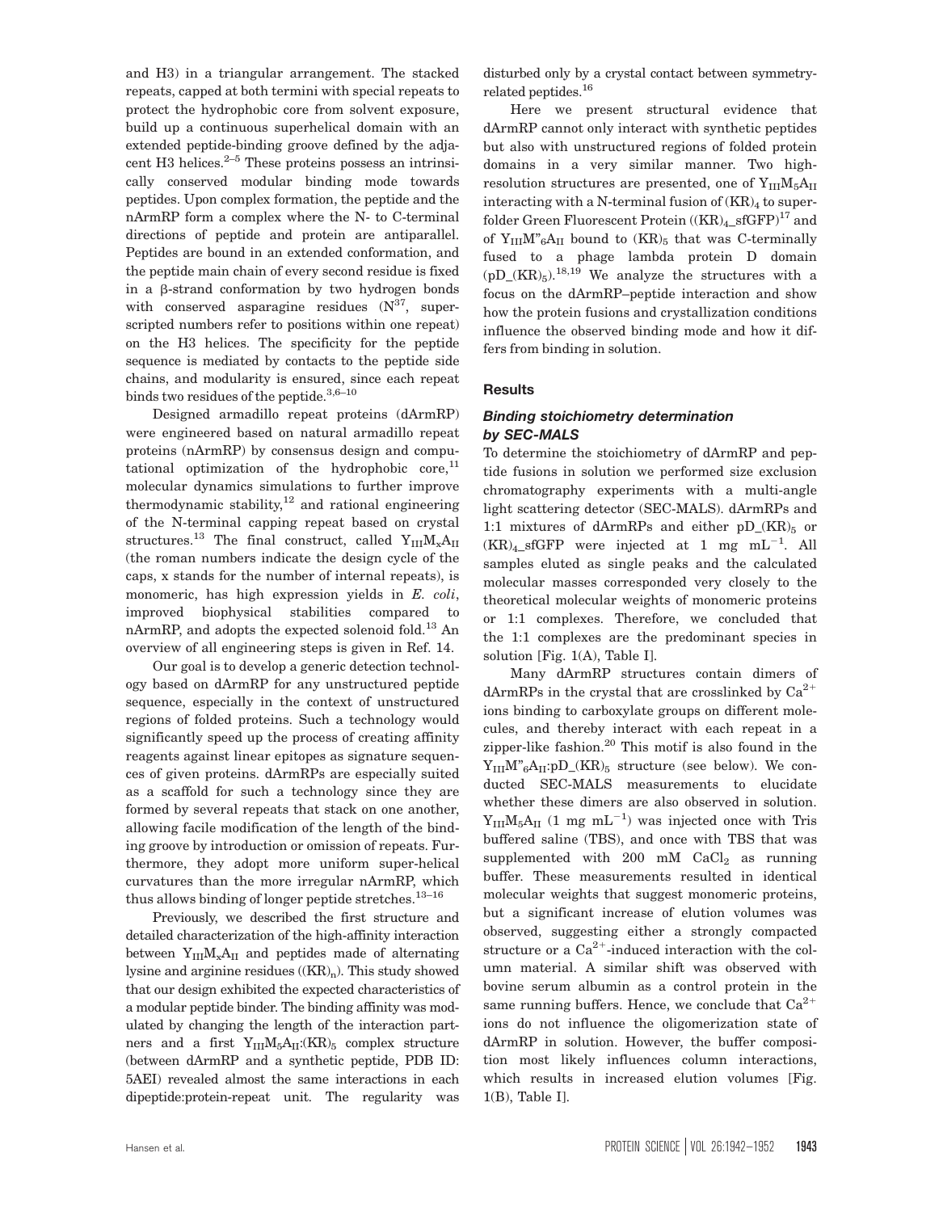and H3) in a triangular arrangement. The stacked repeats, capped at both termini with special repeats to protect the hydrophobic core from solvent exposure, build up a continuous superhelical domain with an extended peptide-binding groove defined by the adjacent H3 helices.[2–5] These proteins possess an intrinsically conserved modular binding mode towards peptides. Upon complex formation, the peptide and the nArmRP form a complex where the N- to C-terminal directions of peptide and protein are antiparallel. Peptides are bound in an extended conformation, and the peptide main chain of every second residue is fixed in a β-strand conformation by two hydrogen bonds with conserved asparagine residues ($N^{37}$, superscripted numbers refer to positions within one repeat) on the H3 helices. The specificity for the peptide sequence is mediated by contacts to the peptide side chains, and modularity is ensured, since each repeat binds two residues of the peptide.[3,6–10]

Designed armadillo repeat proteins (dArmRP) were engineered based on natural armadillo repeat proteins (nArmRP) by consensus design and computational optimization of the hydrophobic core,[11] molecular dynamics simulations to further improve thermodynamic stability,[12] and rational engineering of the N-terminal capping repeat based on crystal structures.[13] The final construct, called $Y_{III}M_xA_{II}$ (the roman numbers indicate the design cycle of the caps, x stands for the number of internal repeats), is monomeric, has high expression yields in *E. coli*, improved biophysical stabilities compared to nArmRP, and adopts the expected solenoid fold.[13] An overview of all engineering steps is given in Ref. 14.

Our goal is to develop a generic detection technology based on dArmRP for any unstructured peptide sequence, especially in the context of unstructured regions of folded proteins. Such a technology would significantly speed up the process of creating affinity reagents against linear epitopes as signature sequences of given proteins. dArmRPs are especially suited as a scaffold for such a technology since they are formed by several repeats that stack on one another, allowing facile modification of the length of the binding groove by introduction or omission of repeats. Furthermore, they adopt more uniform super-helical curvatures than the more irregular nArmRP, which thus allows binding of longer peptide stretches.[13–16]

Previously, we described the first structure and detailed characterization of the high-affinity interaction between $Y_{III}M_xA_{II}$ and peptides made of alternating lysine and arginine residues ($(KR)_n$). This study showed that our design exhibited the expected characteristics of a modular peptide binder. The binding affinity was modulated by changing the length of the interaction partners and a first $Y_{III}M_5A_{II}$:$(KR)_5$ complex structure (between dArmRP and a synthetic peptide, PDB ID: 5AEI) revealed almost the same interactions in each dipeptide:protein-repeat unit. The regularity was disturbed only by a crystal contact between symmetry-related peptides.[16]

Here we present structural evidence that dArmRP cannot only interact with synthetic peptides but also with unstructured regions of folded protein domains in a very similar manner. Two high-resolution structures are presented, one of $Y_{III}M_5A_{II}$ interacting with a N-terminal fusion of $(KR)_4$ to superfolder Green Fluorescent Protein ($(KR)_4$_sfGFP)[17] and of $Y_{III}M''_6A_{II}$ bound to $(KR)_5$ that was C-terminally fused to a phage lambda protein D domain (pD_$(KR)_5$).[18,19] We analyze the structures with a focus on the dArmRP–peptide interaction and show how the protein fusions and crystallization conditions influence the observed binding mode and how it differs from binding in solution.

## Results

### *Binding stoichiometry determination by SEC-MALS*

To determine the stoichiometry of dArmRP and peptide fusions in solution we performed size exclusion chromatography experiments with a multi-angle light scattering detector (SEC-MALS). dArmRPs and 1:1 mixtures of dArmRPs and either pD_$(KR)_5$ or $(KR)_4$_sfGFP were injected at 1 mg $mL^{-1}$. All samples eluted as single peaks and the calculated molecular masses corresponded very closely to the theoretical molecular weights of monomeric proteins or 1:1 complexes. Therefore, we concluded that the 1:1 complexes are the predominant species in solution [Fig. 1(A), Table I].

Many dArmRP structures contain dimers of dArmRPs in the crystal that are crosslinked by $Ca^{2+}$ ions binding to carboxylate groups on different molecules, and thereby interact with each repeat in a zipper-like fashion.[20] This motif is also found in the $Y_{III}M''_6A_{II}$:pD_$(KR)_5$ structure (see below). We conducted SEC-MALS measurements to elucidate whether these dimers are also observed in solution. $Y_{III}M_5A_{II}$ (1 mg $mL^{-1}$) was injected once with Tris buffered saline (TBS), and once with TBS that was supplemented with 200 mM $CaCl_2$ as running buffer. These measurements resulted in identical molecular weights that suggest monomeric proteins, but a significant increase of elution volumes was observed, suggesting either a strongly compacted structure or a $Ca^{2+}$-induced interaction with the column material. A similar shift was observed with bovine serum albumin as a control protein in the same running buffers. Hence, we conclude that $Ca^{2+}$ ions do not influence the oligomerization state of dArmRP in solution. However, the buffer composition most likely influences column interactions, which results in increased elution volumes [Fig. 1(B), Table I].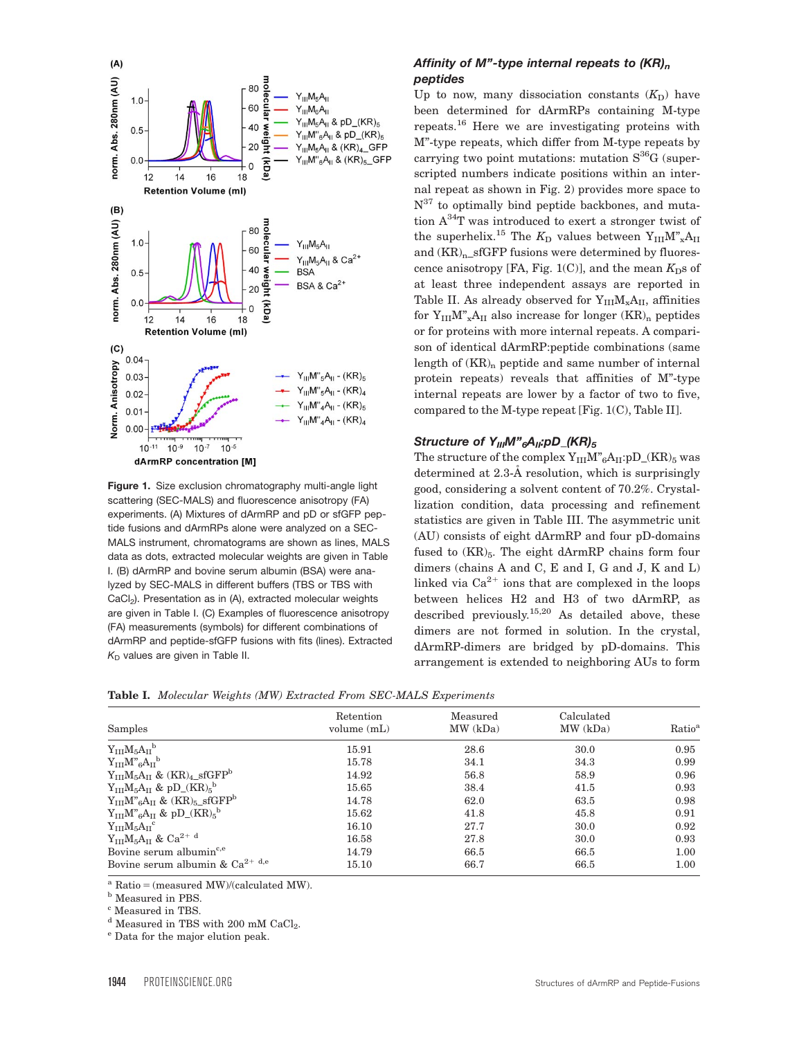Figure 1. Size exclusion chromatography multi-angle light scattering (SEC-MALS) and fluorescence anisotropy (FA) experiments. (A) Mixtures of dArmRP and pD or sfGFP peptide fusions and dArmRPs alone were analyzed on a SEC-MALS instrument, chromatograms are shown as lines, MALS data as dots, extracted molecular weights are given in Table I. (B) dArmRP and bovine serum albumin (BSA) were analyzed by SEC-MALS in different buffers (TBS or TBS with $CaCl_2$). Presentation as in (A), extracted molecular weights are given in Table I. (C) Examples of fluorescence anisotropy (FA) measurements (symbols) for different combinations of dArmRP and peptide-sfGFP fusions with fits (lines). Extracted $K_D$ values are given in Table II.

### Affinity of M"-type internal repeats to $(KR)_n$ peptides

Up to now, many dissociation constants ($K_D$) have been determined for dArmRPs containing M-type repeats.[16] Here we are investigating proteins with M"-type repeats, which differ from M-type repeats by carrying two point mutations: mutation $S^{36}G$ (superscripted numbers indicate positions within an internal repeat as shown in Fig. 2) provides more space to $N^{37}$ to optimally bind peptide backbones, and mutation $A^{34}T$ was introduced to exert a stronger twist of the superhelix.[15] The $K_D$ values between $Y_{III}M''_xA_{II}$ and $(KR)_n$_sfGFP fusions were determined by fluorescence anisotropy [FA, Fig. 1(C)], and the mean $K_D$s of at least three independent assays are reported in Table II. As already observed for $Y_{III}M_xA_{II}$, affinities for $Y_{III}M''_xA_{II}$ also increase for longer $(KR)_n$ peptides or for proteins with more internal repeats. A comparison of identical dArmRP:peptide combinations (same length of $(KR)_n$ peptide and same number of internal protein repeats) reveals that affinities of M"-type internal repeats are lower by a factor of two to five, compared to the M-type repeat [Fig. 1(C), Table II].

### Structure of $Y_{III}M''_6A_{II}$:pD_$(KR)_5$

The structure of the complex $Y_{III}M''_6A_{II}$:pD_$(KR)_5$ was determined at 2.3-Å resolution, which is surprisingly good, considering a solvent content of 70.2%. Crystallization condition, data processing and refinement statistics are given in Table III. The asymmetric unit (AU) consists of eight dArmRP and four pD-domains fused to $(KR)_5$. The eight dArmRP chains form four dimers (chains A and C, E and I, G and J, K and L) linked via $Ca^{2+}$ ions that are complexed in the loops between helices H2 and H3 of two dArmRP, as described previously.[15,20] As detailed above, these dimers are not formed in solution. In the crystal, dArmRP-dimers are bridged by pD-domains. This arrangement is extended to neighboring AUs to form

**Table I.** *Molecular Weights (MW) Extracted From SEC-MALS Experiments*

| Samples | Retention volume (mL) | Measured MW (kDa) | Calculated MW (kDa) | Ratio[a] |
|---|---|---|---|---|
| $Y_{III}M_5A_{II}$[b] | 15.91 | 28.6 | 30.0 | 0.95 |
| $Y_{III}M''_6A_{II}$[b] | 15.78 | 34.1 | 34.3 | 0.99 |
| $Y_{III}M_5A_{II}$ & $(KR)_4$_sfGFP[b] | 14.92 | 56.8 | 58.9 | 0.96 |
| $Y_{III}M_5A_{II}$ & pD_$(KR)_5$[b] | 15.65 | 38.4 | 41.5 | 0.93 |
| $Y_{III}M''_6A_{II}$ & $(KR)_5$_sfGFP[b] | 14.78 | 62.0 | 63.5 | 0.98 |
| $Y_{III}M''_6A_{II}$ & pD_$(KR)_5$[b] | 15.62 | 41.8 | 45.8 | 0.91 |
| $Y_{III}M_5A_{II}$[c] | 16.10 | 27.7 | 30.0 | 0.92 |
| $Y_{III}M_5A_{II}$ & $Ca^{2+}$ [d] | 16.58 | 27.8 | 30.0 | 0.93 |
| Bovine serum albumin[c,e] | 14.79 | 66.5 | 66.5 | 1.00 |
| Bovine serum albumin & $Ca^{2+}$ [d,e] | 15.10 | 66.7 | 66.5 | 1.00 |

[a] Ratio = (measured MW)/(calculated MW).
[b] Measured in PBS.
[c] Measured in TBS.
[d] Measured in TBS with 200 mM $CaCl_2$.
[e] Data for the major elution peak.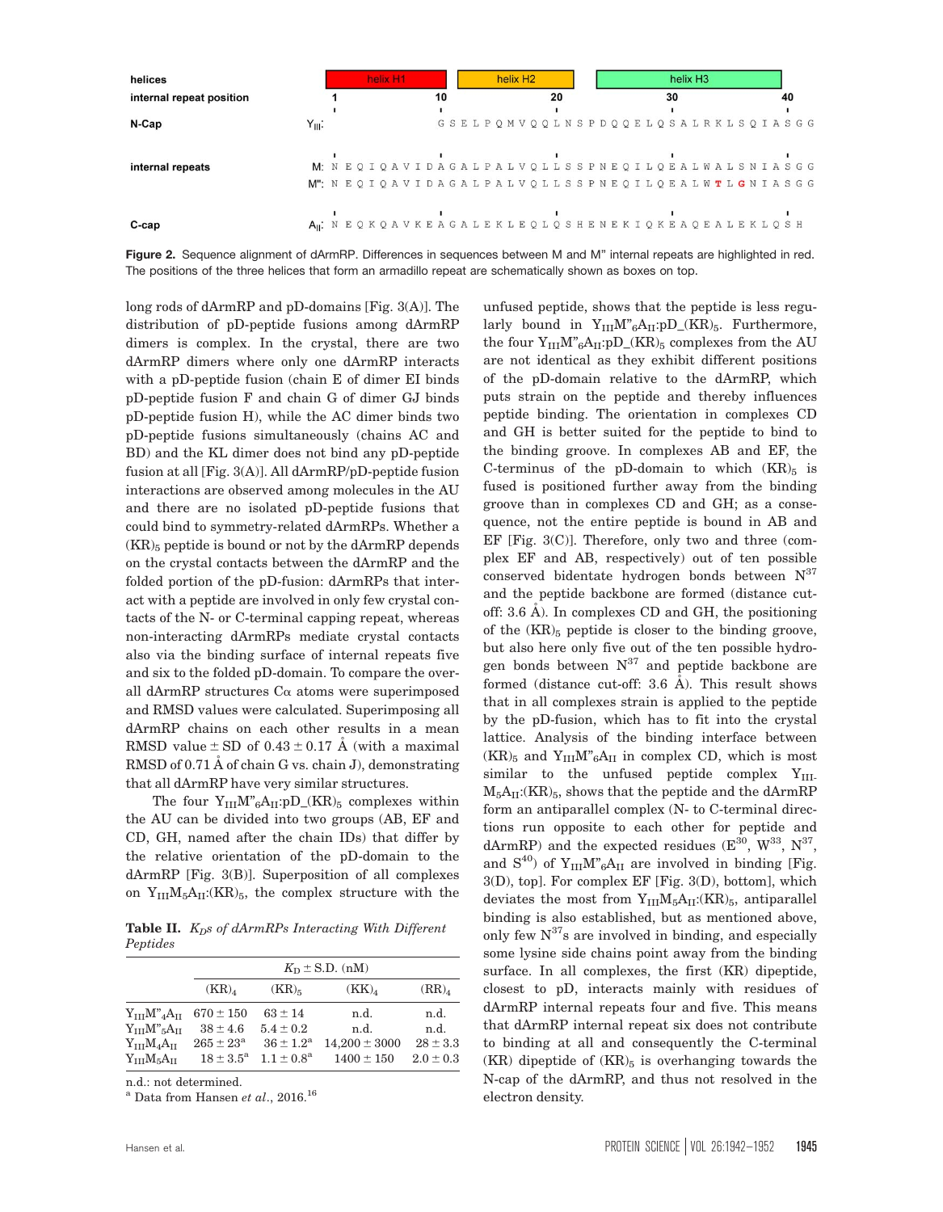| helices | | helix H1 | helix H2 | helix H3 | |
|---|---|---|---|---|---|
| internal repeat position | | 1 · 10 | 20 | 30 | 40 |
| N-Cap | $Y_{III}$: | G S E L P Q M V Q Q L N S P D Q Q E L Q S A L R K L S Q I A S G G | | | |
| internal repeats | M: | N E Q I Q A V I D A G A L P A L V Q L L S S P N E Q I L Q E A L W A L S N I A S G G | | | |
| | M'': | N E Q I Q A V I D A G A L P A L V Q L L S S P N E Q I L Q E A L W **T** L **G** N I A S G G | | | |
| C-cap | $A_{II}$: | N E Q K Q A V K E A G A L E K L E Q L Q S H E N E K I Q K E A Q E A L E K L Q S H | | | |

**Figure 2.** Sequence alignment of dArmRP. Differences in sequences between M and M'' internal repeats are highlighted in red. The positions of the three helices that form an armadillo repeat are schematically shown as boxes on top.

long rods of dArmRP and pD-domains [Fig. 3(A)]. The distribution of pD-peptide fusions among dArmRP dimers is complex. In the crystal, there are two dArmRP dimers where only one dArmRP interacts with a pD-peptide fusion (chain E of dimer EI binds pD-peptide fusion F and chain G of dimer GJ binds pD-peptide fusion H), while the AC dimer binds two pD-peptide fusions simultaneously (chains AC and BD) and the KL dimer does not bind any pD-peptide fusion at all [Fig. 3(A)]. All dArmRP/pD-peptide fusion interactions are observed among molecules in the AU and there are no isolated pD-peptide fusions that could bind to symmetry-related dArmRPs. Whether a $(KR)_5$ peptide is bound or not by the dArmRP depends on the crystal contacts between the dArmRP and the folded portion of the pD-fusion: dArmRPs that interact with a peptide are involved in only few crystal contacts of the N- or C-terminal capping repeat, whereas non-interacting dArmRPs mediate crystal contacts also via the binding surface of internal repeats five and six to the folded pD-domain. To compare the overall dArmRP structures Cα atoms were superimposed and RMSD values were calculated. Superimposing all dArmRP chains on each other results in a mean RMSD value ± SD of 0.43 ± 0.17 Å (with a maximal RMSD of 0.71 Å of chain G vs. chain J), demonstrating that all dArmRP have very similar structures.

The four $Y_{III}M''_6A_{II}$:pD_$(KR)_5$ complexes within the AU can be divided into two groups (AB, EF and CD, GH, named after the chain IDs) that differ by the relative orientation of the pD-domain to the dArmRP [Fig. 3(B)]. Superposition of all complexes on $Y_{III}M_5A_{II}$:$(KR)_5$, the complex structure with the unfused peptide, shows that the peptide is less regularly bound in $Y_{III}M''_6A_{II}$:pD_$(KR)_5$. Furthermore, the four $Y_{III}M''_6A_{II}$:pD_$(KR)_5$ complexes from the AU are not identical as they exhibit different positions of the pD-domain relative to the dArmRP, which puts strain on the peptide and thereby influences peptide binding. The orientation in complexes CD and GH is better suited for the peptide to bind to the binding groove. In complexes AB and EF, the C-terminus of the pD-domain to which $(KR)_5$ is fused is positioned further away from the binding groove than in complexes CD and GH; as a consequence, not the entire peptide is bound in AB and EF [Fig. 3(C)]. Therefore, only two and three (complex EF and AB, respectively) out of ten possible conserved bidentate hydrogen bonds between $N^{37}$ and the peptide backbone are formed (distance cutoff: 3.6 Å). In complexes CD and GH, the positioning of the $(KR)_5$ peptide is closer to the binding groove, but also here only five out of the ten possible hydrogen bonds between $N^{37}$ and peptide backbone are formed (distance cut-off: 3.6 Å). This result shows that in all complexes strain is applied to the peptide by the pD-fusion, which has to fit into the crystal lattice. Analysis of the binding interface between $(KR)_5$ and $Y_{III}M''_6A_{II}$ in complex CD, which is most similar to the unfused peptide complex $Y_{III}M_5A_{II}$:$(KR)_5$, shows that the peptide and the dArmRP form an antiparallel complex (N- to C-terminal directions run opposite to each other for peptide and dArmRP) and the expected residues ($E^{30}$, $W^{33}$, $N^{37}$, and $S^{40}$) of $Y_{III}M''_6A_{II}$ are involved in binding [Fig. 3(D), top]. For complex EF [Fig. 3(D), bottom], which deviates the most from $Y_{III}M_5A_{II}$:$(KR)_5$, antiparallel binding is also established, but as mentioned above, only few $N^{37}$s are involved in binding, and especially some lysine side chains point away from the binding surface. In all complexes, the first (KR) dipeptide, closest to pD, interacts mainly with residues of dArmRP internal repeats four and five. This means that dArmRP internal repeat six does not contribute to binding at all and consequently the C-terminal (KR) dipeptide of $(KR)_5$ is overhanging towards the N-cap of the dArmRP, and thus not resolved in the electron density.

**Table II.** *$K_D$s of dArmRPs Interacting With Different Peptides*

| | $K_D$ ± S.D. (nM) | | | |
|---|---|---|---|---|
| | $(KR)_4$ | $(KR)_5$ | $(KK)_4$ | $(RR)_4$ |
| $Y_{III}M''_4A_{II}$ | 670 ± 150 | 63 ± 14 | n.d. | n.d. |
| $Y_{III}M''_5A_{II}$ | 38 ± 4.6 | 5.4 ± 0.2 | n.d. | n.d. |
| $Y_{III}M_4A_{II}$ | 265 ± 23[a] | 36 ± 1.2[a] | 14,200 ± 3000 | 28 ± 3.3 |
| $Y_{III}M_5A_{II}$ | 18 ± 3.5[a] | 1.1 ± 0.8[a] | 1400 ± 150 | 2.0 ± 0.3 |

n.d.: not determined.
[a] Data from Hansen *et al*., 2016.[16]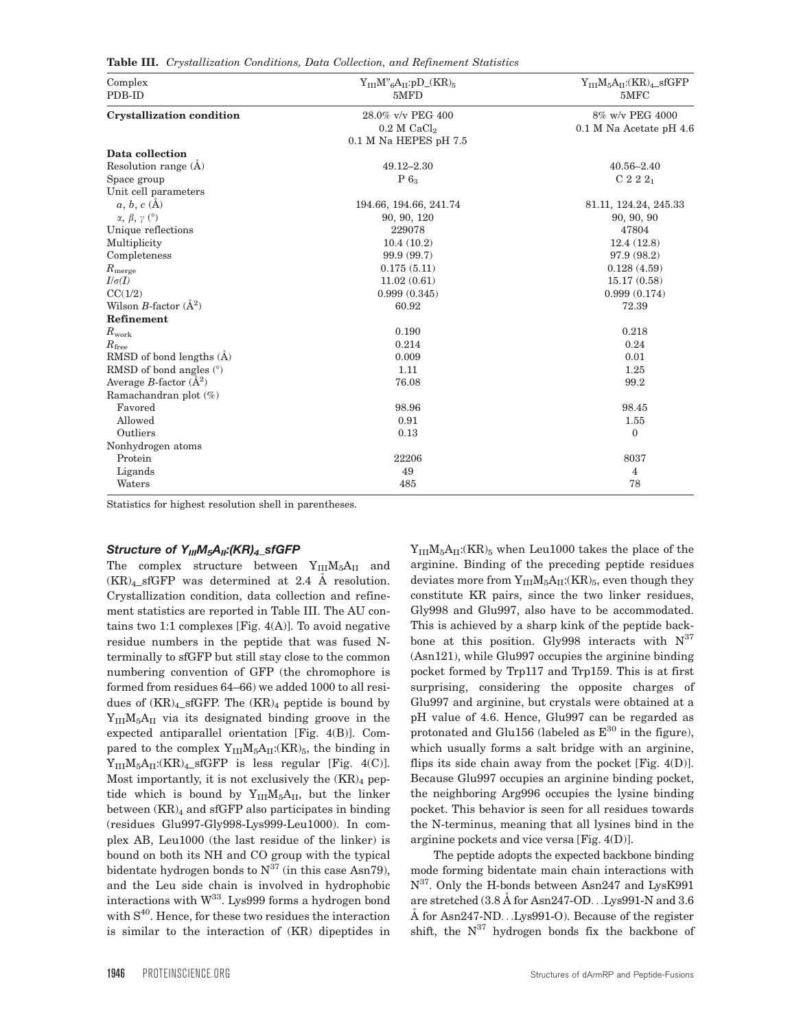**Table III.** *Crystallization Conditions, Data Collection, and Refinement Statistics*

| Complex | $Y_{III}M''_6A_{II}$:pD_(KR)$_5$ | $Y_{III}M_5A_{II}$:(KR)$_4$_sfGFP |
|---|---|---|
| PDB-ID | 5MFD | 5MFC |
| **Crystallization condition** | 28.0% v/v PEG 400<br>0.2 M $CaCl_2$<br>0.1 M Na HEPES pH 7.5 | 8% w/v PEG 4000<br>0.1 M Na Acetate pH 4.6 |
| **Data collection** | | |
| Resolution range (Å) | 49.12–2.30 | 40.56–2.40 |
| Space group | P $6_3$ | C 2 2 $2_1$ |
| Unit cell parameters | | |
| $a$, $b$, $c$ (Å) | 194.66, 194.66, 241.74 | 81.11, 124.24, 245.33 |
| $\alpha$, $\beta$, $\gamma$ (°) | 90, 90, 120 | 90, 90, 90 |
| Unique reflections | 229078 | 47804 |
| Multiplicity | 10.4 (10.2) | 12.4 (12.8) |
| Completeness | 99.9 (99.7) | 97.9 (98.2) |
| $R_{\text{merge}}$ | 0.175 (5.11) | 0.128 (4.59) |
| $I/\sigma(I)$ | 11.02 (0.61) | 15.17 (0.58) |
| CC(1/2) | 0.999 (0.345) | 0.999 (0.174) |
| Wilson $B$-factor (Å$^2$) | 60.92 | 72.39 |
| **Refinement** | | |
| $R_{\text{work}}$ | 0.190 | 0.218 |
| $R_{\text{free}}$ | 0.214 | 0.24 |
| RMSD of bond lengths (Å) | 0.009 | 0.01 |
| RMSD of bond angles (°) | 1.11 | 1.25 |
| Average $B$-factor (Å$^2$) | 76.08 | 99.2 |
| Ramachandran plot (%) | | |
| Favored | 98.96 | 98.45 |
| Allowed | 0.91 | 1.55 |
| Outliers | 0.13 | 0 |
| Nonhydrogen atoms | | |
| Protein | 22206 | 8037 |
| Ligands | 49 | 4 |
| Waters | 485 | 78 |

Statistics for highest resolution shell in parentheses.

### *Structure of $Y_{III}M_5A_{II}$:(KR)$_4$_sfGFP*

The complex structure between $Y_{III}M_5A_{II}$ and (KR)$_4$_sfGFP was determined at 2.4 Å resolution. Crystallization condition, data collection and refinement statistics are reported in Table III. The AU contains two 1:1 complexes [Fig. 4(A)]. To avoid negative residue numbers in the peptide that was fused N-terminally to sfGFP but still stay close to the common numbering convention of GFP (the chromophore is formed from residues 64–66) we added 1000 to all residues of (KR)$_4$_sfGFP. The (KR)$_4$ peptide is bound by $Y_{III}M_5A_{II}$ via its designated binding groove in the expected antiparallel orientation [Fig. 4(B)]. Compared to the complex $Y_{III}M_5A_{II}$:(KR)$_5$, the binding in $Y_{III}M_5A_{II}$:(KR)$_4$_sfGFP is less regular [Fig. 4(C)]. Most importantly, it is not exclusively the (KR)$_4$ peptide which is bound by $Y_{III}M_5A_{II}$, but the linker between (KR)$_4$ and sfGFP also participates in binding (residues Glu997-Gly998-Lys999-Leu1000). In complex AB, Leu1000 (the last residue of the linker) is bound on both its NH and CO group with the typical bidentate hydrogen bonds to $N^{37}$ (in this case Asn79), and the Leu side chain is involved in hydrophobic interactions with $W^{33}$. Lys999 forms a hydrogen bond with $S^{40}$. Hence, for these two residues the interaction is similar to the interaction of (KR) dipeptides in $Y_{III}M_5A_{II}$:(KR)$_5$ when Leu1000 takes the place of the arginine. Binding of the preceding peptide residues deviates more from $Y_{III}M_5A_{II}$:(KR)$_5$, even though they constitute KR pairs, since the two linker residues, Gly998 and Glu997, also have to be accommodated. This is achieved by a sharp kink of the peptide backbone at this position. Gly998 interacts with $N^{37}$ (Asn121), while Glu997 occupies the arginine binding pocket formed by Trp117 and Trp159. This is at first surprising, considering the opposite charges of Glu997 and arginine, but crystals were obtained at a pH value of 4.6. Hence, Glu997 can be regarded as protonated and Glu156 (labeled as $E^{30}$ in the figure), which usually forms a salt bridge with an arginine, flips its side chain away from the pocket [Fig. 4(D)]. Because Glu997 occupies an arginine binding pocket, the neighboring Arg996 occupies the lysine binding pocket. This behavior is seen for all residues towards the N-terminus, meaning that all lysines bind in the arginine pockets and vice versa [Fig. 4(D)].

The peptide adopts the expected backbone binding mode forming bidentate main chain interactions with $N^{37}$. Only the H-bonds between Asn247 and LysK991 are stretched (3.8 Å for Asn247-OD…Lys991-N and 3.6 Å for Asn247-ND…Lys991-O). Because of the register shift, the $N^{37}$ hydrogen bonds fix the backbone of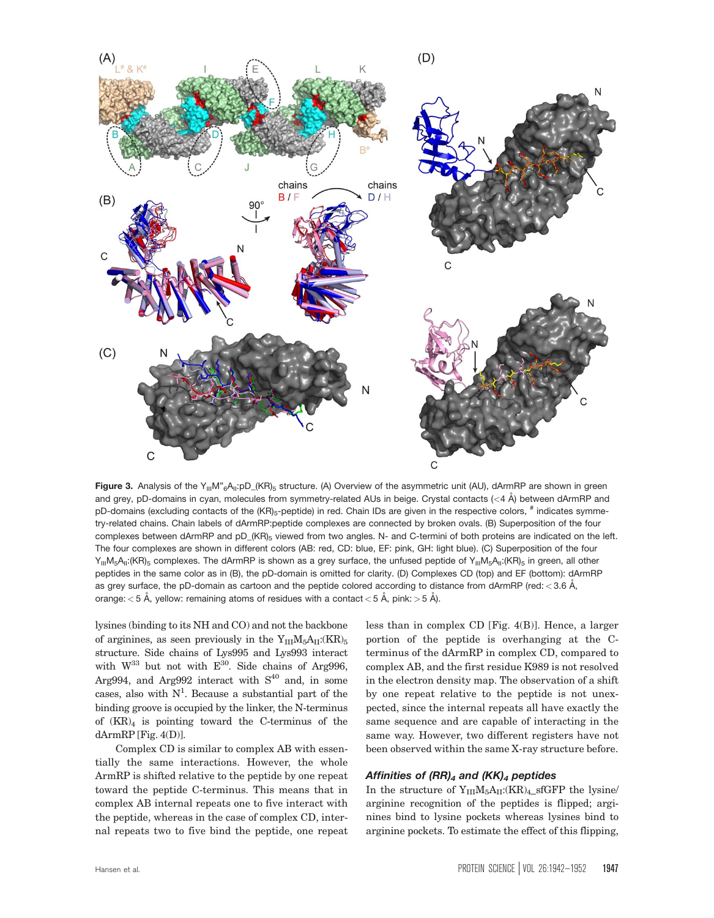**Figure 3.** Analysis of the $Y_{III}M''_6A_{II}$:pD_(KR)$_5$ structure. (A) Overview of the asymmetric unit (AU), dArmRP are shown in green and grey, pD-domains in cyan, molecules from symmetry-related AUs in beige. Crystal contacts (<4 Å) between dArmRP and pD-domains (excluding contacts of the (KR)$_5$-peptide) in red. Chain IDs are given in the respective colors, # indicates symmetry-related chains. Chain labels of dArmRP:peptide complexes are connected by broken ovals. (B) Superposition of the four complexes between dArmRP and pD_(KR)$_5$ viewed from two angles. N- and C-termini of both proteins are indicated on the left. The four complexes are shown in different colors (AB: red, CD: blue, EF: pink, GH: light blue). (C) Superposition of the four $Y_{III}M_5A_{II}$:(KR)$_5$ complexes. The dArmRP is shown as a grey surface, the unfused peptide of $Y_{III}M_5A_{II}$:(KR)$_5$ in green, all other peptides in the same color as in (B), the pD-domain is omitted for clarity. (D) Complexes CD (top) and EF (bottom): dArmRP as grey surface, the pD-domain as cartoon and the peptide colored according to distance from dArmRP (red: < 3.6 Å, orange: < 5 Å, yellow: remaining atoms of residues with a contact < 5 Å, pink: > 5 Å).

lysines (binding to its NH and CO) and not the backbone of arginines, as seen previously in the $Y_{III}M_5A_{II}$:(KR)$_5$ structure. Side chains of Lys995 and Lys993 interact with $W^{33}$ but not with $E^{30}$. Side chains of Arg996, Arg994, and Arg992 interact with $S^{40}$ and, in some cases, also with $N^1$. Because a substantial part of the binding groove is occupied by the linker, the N-terminus of (KR)$_4$ is pointing toward the C-terminus of the dArmRP [Fig. 4(D)].

Complex CD is similar to complex AB with essentially the same interactions. However, the whole ArmRP is shifted relative to the peptide by one repeat toward the peptide C-terminus. This means that in complex AB internal repeats one to five interact with the peptide, whereas in the case of complex CD, internal repeats two to five bind the peptide, one repeat less than in complex CD [Fig. 4(B)]. Hence, a larger portion of the peptide is overhanging at the C-terminus of the dArmRP in complex CD, compared to complex AB, and the first residue K989 is not resolved in the electron density map. The observation of a shift by one repeat relative to the peptide is not unexpected, since the internal repeats all have exactly the same sequence and are capable of interacting in the same way. However, two different registers have not been observed within the same X-ray structure before.

### Affinities of (RR)$_4$ and (KK)$_4$ peptides

In the structure of $Y_{III}M_5A_{II}$:(KR)$_4$_sfGFP the lysine/arginine recognition of the peptides is flipped; arginines bind to lysine pockets whereas lysines bind to arginine pockets. To estimate the effect of this flipping,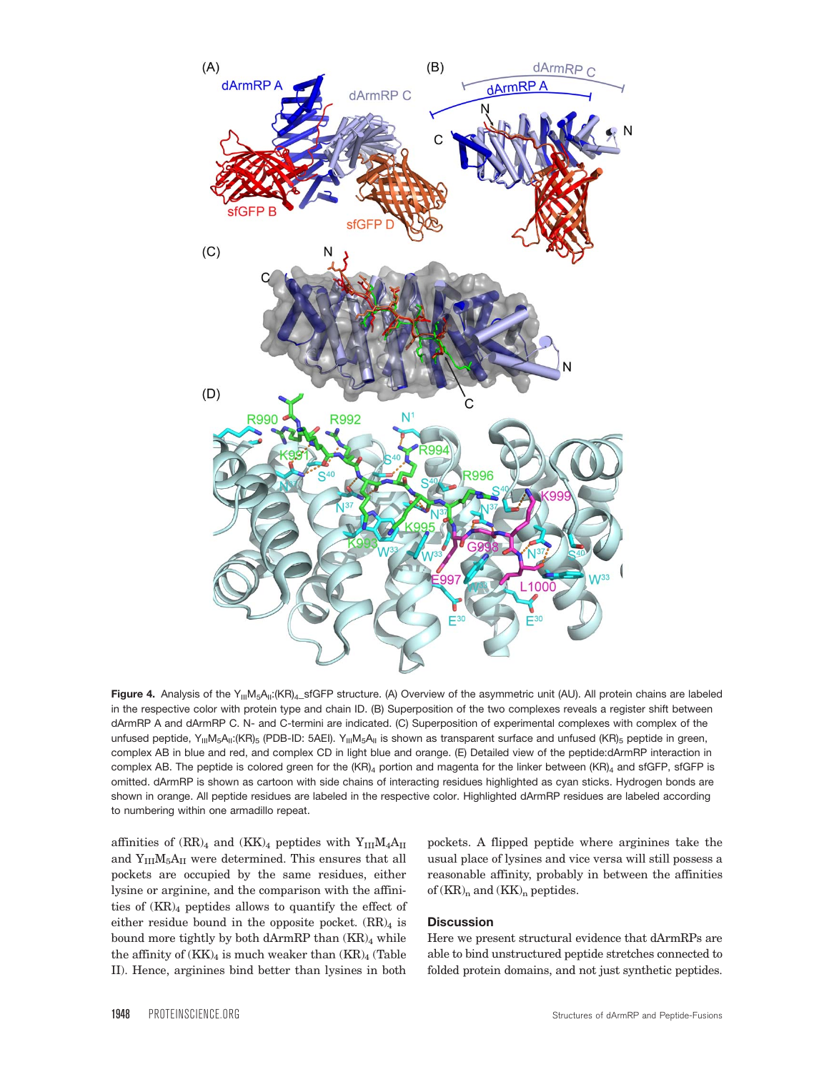**Figure 4.** Analysis of the $Y_{III}M_5A_{II}$:(KR)$_4$_sfGFP structure. (A) Overview of the asymmetric unit (AU). All protein chains are labeled in the respective color with protein type and chain ID. (B) Superposition of the two complexes reveals a register shift between dArmRP A and dArmRP C. N- and C-termini are indicated. (C) Superposition of experimental complexes with complex of the unfused peptide, $Y_{III}M_5A_{II}$:(KR)$_5$ (PDB-ID: 5AEI). $Y_{III}M_5A_{II}$ is shown as transparent surface and unfused (KR)$_5$ peptide in green, complex AB in blue and red, and complex CD in light blue and orange. (E) Detailed view of the peptide:dArmRP interaction in complex AB. The peptide is colored green for the (KR)$_4$ portion and magenta for the linker between (KR)$_4$ and sfGFP, sfGFP is omitted. dArmRP is shown as cartoon with side chains of interacting residues highlighted as cyan sticks. Hydrogen bonds are shown in orange. All peptide residues are labeled in the respective color. Highlighted dArmRP residues are labeled according to numbering within one armadillo repeat.

affinities of (RR)$_4$ and (KK)$_4$ peptides with $Y_{III}M_4A_{II}$ and $Y_{III}M_5A_{II}$ were determined. This ensures that all pockets are occupied by the same residues, either lysine or arginine, and the comparison with the affinities of (KR)$_4$ peptides allows to quantify the effect of either residue bound in the opposite pocket. (RR)$_4$ is bound more tightly by both dArmRP than (KR)$_4$ while the affinity of (KK)$_4$ is much weaker than (KR)$_4$ (Table II). Hence, arginines bind better than lysines in both pockets. A flipped peptide where arginines take the usual place of lysines and vice versa will still possess a reasonable affinity, probably in between the affinities of (KR)$_n$ and (KK)$_n$ peptides.

## Discussion

Here we present structural evidence that dArmRPs are able to bind unstructured peptide stretches connected to folded protein domains, and not just synthetic peptides.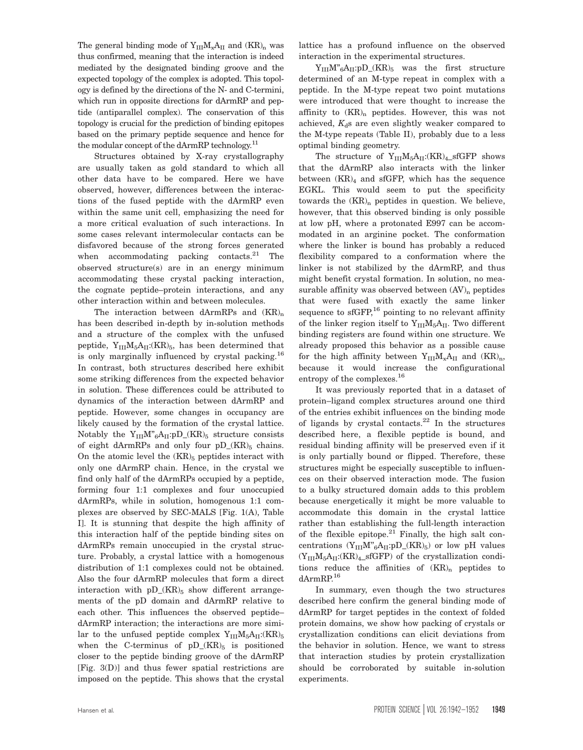The general binding mode of $Y_{III}M_xA_{II}$ and $(KR)_n$ was thus confirmed, meaning that the interaction is indeed mediated by the designated binding groove and the expected topology of the complex is adopted. This topology is defined by the directions of the N- and C-termini, which run in opposite directions for dArmRP and peptide (antiparallel complex). The conservation of this topology is crucial for the prediction of binding epitopes based on the primary peptide sequence and hence for the modular concept of the dArmRP technology.[11]

Structures obtained by X-ray crystallography are usually taken as gold standard to which all other data have to be compared. Here we have observed, however, differences between the interactions of the fused peptide with the dArmRP even within the same unit cell, emphasizing the need for a more critical evaluation of such interactions. In some cases relevant intermolecular contacts can be disfavored because of the strong forces generated when accommodating packing contacts.[21] The observed structure(s) are in an energy minimum accommodating these crystal packing interaction, the cognate peptide–protein interactions, and any other interaction within and between molecules.

The interaction between dArmRPs and $(KR)_n$ has been described in-depth by in-solution methods and a structure of the complex with the unfused peptide, $Y_{III}M_5A_{II}$:$(KR)_5$, has been determined that is only marginally influenced by crystal packing.[16] In contrast, both structures described here exhibit some striking differences from the expected behavior in solution. These differences could be attributed to dynamics of the interaction between dArmRP and peptide. However, some changes in occupancy are likely caused by the formation of the crystal lattice. Notably the $Y_{III}M''_6A_{II}$:pD_$(KR)_5$ structure consists of eight dArmRPs and only four pD_$(KR)_5$ chains. On the atomic level the $(KR)_5$ peptides interact with only one dArmRP chain. Hence, in the crystal we find only half of the dArmRPs occupied by a peptide, forming four 1:1 complexes and four unoccupied dArmRPs, while in solution, homogenous 1:1 complexes are observed by SEC-MALS [Fig. 1(A), Table I]. It is stunning that despite the high affinity of this interaction half of the peptide binding sites on dArmRPs remain unoccupied in the crystal structure. Probably, a crystal lattice with a homogenous distribution of 1:1 complexes could not be obtained. Also the four dArmRP molecules that form a direct interaction with pD_$(KR)_5$ show different arrangements of the pD domain and dArmRP relative to each other. This influences the observed peptide–dArmRP interaction; the interactions are more similar to the unfused peptide complex $Y_{III}M_5A_{II}$:$(KR)_5$ when the C-terminus of pD_$(KR)_5$ is positioned closer to the peptide binding groove of the dArmRP [Fig. 3(D)] and thus fewer spatial restrictions are imposed on the peptide. This shows that the crystal lattice has a profound influence on the observed interaction in the experimental structures.

$Y_{III}M''_6A_{II}$:pD_$(KR)_5$ was the first structure determined of an M-type repeat in complex with a peptide. In the M-type repeat two point mutations were introduced that were thought to increase the affinity to $(KR)_n$ peptides. However, this was not achieved, $K_d$s are even slightly weaker compared to the M-type repeats (Table II), probably due to a less optimal binding geometry.

The structure of $Y_{III}M_5A_{II}$:$(KR)_4$_sfGFP shows that the dArmRP also interacts with the linker between $(KR)_4$ and sfGFP, which has the sequence EGKL. This would seem to put the specificity towards the $(KR)_n$ peptides in question. We believe, however, that this observed binding is only possible at low pH, where a protonated E997 can be accommodated in an arginine pocket. The conformation where the linker is bound has probably a reduced flexibility compared to a conformation where the linker is not stabilized by the dArmRP, and thus might benefit crystal formation. In solution, no measurable affinity was observed between $(AV)_n$ peptides that were fused with exactly the same linker sequence to sfGFP,[16] pointing to no relevant affinity of the linker region itself to $Y_{III}M_5A_{II}$. Two different binding registers are found within one structure. We already proposed this behavior as a possible cause for the high affinity between $Y_{III}M_xA_{II}$ and $(KR)_n$, because it would increase the configurational entropy of the complexes.[16]

It was previously reported that in a dataset of protein–ligand complex structures around one third of the entries exhibit influences on the binding mode of ligands by crystal contacts.[22] In the structures described here, a flexible peptide is bound, and residual binding affinity will be preserved even if it is only partially bound or flipped. Therefore, these structures might be especially susceptible to influences on their observed interaction mode. The fusion to a bulky structured domain adds to this problem because energetically it might be more valuable to accommodate this domain in the crystal lattice rather than establishing the full-length interaction of the flexible epitope.[21] Finally, the high salt concentrations ($Y_{III}M''_6A_{II}$:pD_$(KR)_5$) or low pH values ($Y_{III}M_5A_{II}$:$(KR)_4$_sfGFP) of the crystallization conditions reduce the affinities of $(KR)_n$ peptides to dArmRP.[16]

In summary, even though the two structures described here confirm the general binding mode of dArmRP for target peptides in the context of folded protein domains, we show how packing of crystals or crystallization conditions can elicit deviations from the behavior in solution. Hence, we want to stress that interaction studies by protein crystallization should be corroborated by suitable in-solution experiments.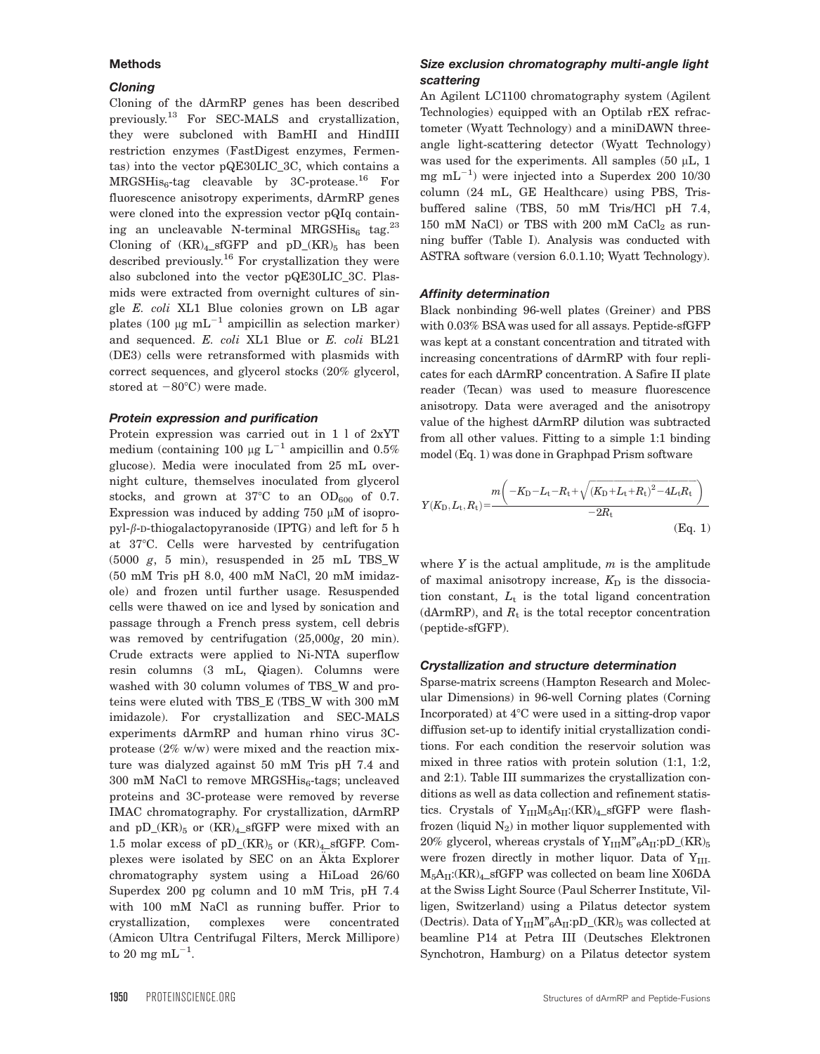## Methods

### Cloning

Cloning of the dArmRP genes has been described previously.[13] For SEC-MALS and crystallization, they were subcloned with BamHI and HindIII restriction enzymes (FastDigest enzymes, Fermentas) into the vector pQE30LIC_3C, which contains a MRGSHis$_6$-tag cleavable by 3C-protease.[16] For fluorescence anisotropy experiments, dArmRP genes were cloned into the expression vector pQIq containing an uncleavable N-terminal MRGSHis$_6$ tag.[23] Cloning of (KR)$_4$_sfGFP and pD_(KR)$_5$ has been described previously.[16] For crystallization they were also subcloned into the vector pQE30LIC_3C. Plasmids were extracted from overnight cultures of single *E. coli* XL1 Blue colonies grown on LB agar plates (100 μg mL$^{-1}$ ampicillin as selection marker) and sequenced. *E. coli* XL1 Blue or *E. coli* BL21 (DE3) cells were retransformed with plasmids with correct sequences, and glycerol stocks (20% glycerol, stored at −80°C) were made.

### Protein expression and purification

Protein expression was carried out in 1 l of 2xYT medium (containing 100 μg L$^{-1}$ ampicillin and 0.5% glucose). Media were inoculated from 25 mL overnight culture, themselves inoculated from glycerol stocks, and grown at 37°C to an OD$_{600}$ of 0.7. Expression was induced by adding 750 μM of isopropyl-β-D-thiogalactopyranoside (IPTG) and left for 5 h at 37°C. Cells were harvested by centrifugation (5000 *g*, 5 min), resuspended in 25 mL TBS_W (50 mM Tris pH 8.0, 400 mM NaCl, 20 mM imidazole) and frozen until further usage. Resuspended cells were thawed on ice and lysed by sonication and passage through a French press system, cell debris was removed by centrifugation (25,000*g*, 20 min). Crude extracts were applied to Ni-NTA superflow resin columns (3 mL, Qiagen). Columns were washed with 30 column volumes of TBS_W and proteins were eluted with TBS_E (TBS_W with 300 mM imidazole). For crystallization and SEC-MALS experiments dArmRP and human rhino virus 3C-protease (2% w/w) were mixed and the reaction mixture was dialyzed against 50 mM Tris pH 7.4 and 300 mM NaCl to remove MRGSHis$_6$-tags; uncleaved proteins and 3C-protease were removed by reverse IMAC chromatography. For crystallization, dArmRP and pD_(KR)$_5$ or (KR)$_4$_sfGFP were mixed with an 1.5 molar excess of pD_(KR)$_5$ or (KR)$_4$_sfGFP. Complexes were isolated by SEC on an Äkta Explorer chromatography system using a HiLoad 26/60 Superdex 200 pg column and 10 mM Tris, pH 7.4 with 100 mM NaCl as running buffer. Prior to crystallization, complexes were concentrated (Amicon Ultra Centrifugal Filters, Merck Millipore) to 20 mg mL$^{-1}$.

### Size exclusion chromatography multi-angle light scattering

An Agilent LC1100 chromatography system (Agilent Technologies) equipped with an Optilab rEX refractometer (Wyatt Technology) and a miniDAWN three-angle light-scattering detector (Wyatt Technology) was used for the experiments. All samples (50 μL, 1 mg mL$^{-1}$) were injected into a Superdex 200 10/30 column (24 mL, GE Healthcare) using PBS, Tris-buffered saline (TBS, 50 mM Tris/HCl pH 7.4, 150 mM NaCl) or TBS with 200 mM $CaCl_2$ as running buffer (Table I). Analysis was conducted with ASTRA software (version 6.0.1.10; Wyatt Technology).

### Affinity determination

Black nonbinding 96-well plates (Greiner) and PBS with 0.03% BSA was used for all assays. Peptide-sfGFP was kept at a constant concentration and titrated with increasing concentrations of dArmRP with four replicates for each dArmRP concentration. A Safire II plate reader (Tecan) was used to measure fluorescence anisotropy. Data were averaged and the anisotropy value of the highest dArmRP dilution was subtracted from all other values. Fitting to a simple 1:1 binding model (Eq. 1) was done in Graphpad Prism software

$$Y(K_D, L_t, R_t) = \frac{m\left(-K_D - L_t - R_t + \sqrt{(K_D + L_t + R_t)^2 - 4L_tR_t}\right)}{-2R_t} \quad \text{(Eq. 1)}$$

where $Y$ is the actual amplitude, $m$ is the amplitude of maximal anisotropy increase, $K_D$ is the dissociation constant, $L_t$ is the total ligand concentration (dArmRP), and $R_t$ is the total receptor concentration (peptide-sfGFP).

### Crystallization and structure determination

Sparse-matrix screens (Hampton Research and Molecular Dimensions) in 96-well Corning plates (Corning Incorporated) at 4°C were used in a sitting-drop vapor diffusion set-up to identify initial crystallization conditions. For each condition the reservoir solution was mixed in three ratios with protein solution (1:1, 1:2, and 2:1). Table III summarizes the crystallization conditions as well as data collection and refinement statistics. Crystals of $Y_{III}M_5A_{II}$:(KR)$_4$_sfGFP were flash-frozen (liquid $N_2$) in mother liquor supplemented with 20% glycerol, whereas crystals of $Y_{III}M''_6A_{II}$:pD_(KR)$_5$ were frozen directly in mother liquor. Data of $Y_{III}M_5A_{II}$:(KR)$_4$_sfGFP was collected on beam line X06DA at the Swiss Light Source (Paul Scherrer Institute, Villigen, Switzerland) using a Pilatus detector system (Dectris). Data of $Y_{III}M''_6A_{II}$:pD_(KR)$_5$ was collected at beamline P14 at Petra III (Deutsches Elektronen Synchotron, Hamburg) on a Pilatus detector system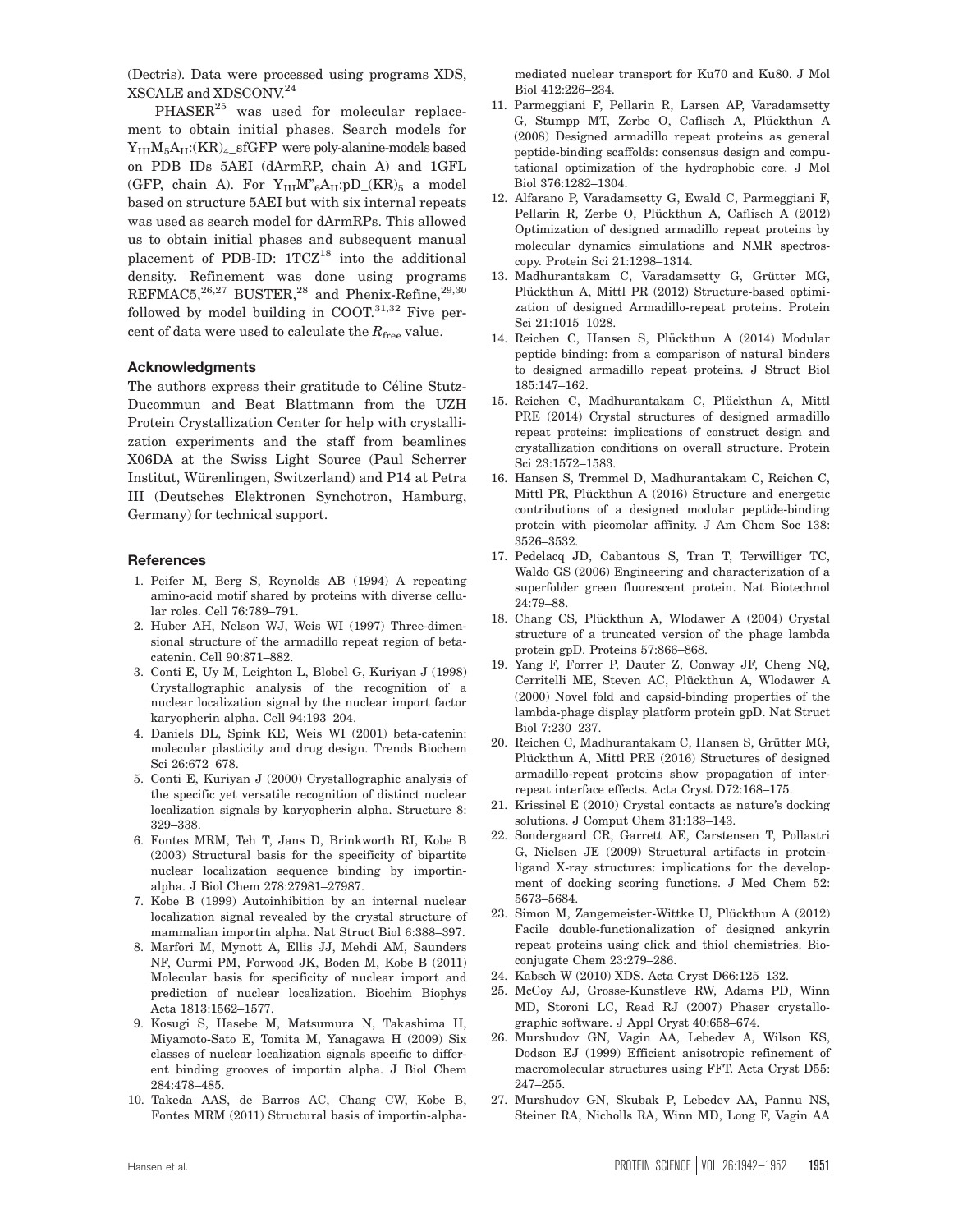(Dectris). Data were processed using programs XDS, XSCALE and XDSCONV.[24]

PHASER[25] was used for molecular replacement to obtain initial phases. Search models for $Y_{III}M_5A_{II}$:(KR)$_4$_sfGFP were poly-alanine-models based on PDB IDs 5AEI (dArmRP, chain A) and 1GFL (GFP, chain A). For $Y_{III}M''_6A_{II}$:pD_(KR)$_5$ a model based on structure 5AEI but with six internal repeats was used as search model for dArmRPs. This allowed us to obtain initial phases and subsequent manual placement of PDB-ID: 1TCZ[18] into the additional density. Refinement was done using programs REFMAC5,[26,27] BUSTER,[28] and Phenix-Refine,[29,30] followed by model building in COOT.[31,32] Five percent of data were used to calculate the $R_{free}$ value.

## Acknowledgments

The authors express their gratitude to Céline Stutz-Ducommun and Beat Blattmann from the UZH Protein Crystallization Center for help with crystallization experiments and the staff from beamlines X06DA at the Swiss Light Source (Paul Scherrer Institut, Würenlingen, Switzerland) and P14 at Petra III (Deutsches Elektronen Synchotron, Hamburg, Germany) for technical support.

## References

1. Peifer M, Berg S, Reynolds AB (1994) A repeating amino-acid motif shared by proteins with diverse cellular roles. Cell 76:789–791.
2. Huber AH, Nelson WJ, Weis WI (1997) Three-dimensional structure of the armadillo repeat region of beta-catenin. Cell 90:871–882.
3. Conti E, Uy M, Leighton L, Blobel G, Kuriyan J (1998) Crystallographic analysis of the recognition of a nuclear localization signal by the nuclear import factor karyopherin alpha. Cell 94:193–204.
4. Daniels DL, Spink KE, Weis WI (2001) beta-catenin: molecular plasticity and drug design. Trends Biochem Sci 26:672–678.
5. Conti E, Kuriyan J (2000) Crystallographic analysis of the specific yet versatile recognition of distinct nuclear localization signals by karyopherin alpha. Structure 8: 329–338.
6. Fontes MRM, Teh T, Jans D, Brinkworth RI, Kobe B (2003) Structural basis for the specificity of bipartite nuclear localization sequence binding by importin-alpha. J Biol Chem 278:27981–27987.
7. Kobe B (1999) Autoinhibition by an internal nuclear localization signal revealed by the crystal structure of mammalian importin alpha. Nat Struct Biol 6:388–397.
8. Marfori M, Mynott A, Ellis JJ, Mehdi AM, Saunders NF, Curmi PM, Forwood JK, Boden M, Kobe B (2011) Molecular basis for specificity of nuclear import and prediction of nuclear localization. Biochim Biophys Acta 1813:1562–1577.
9. Kosugi S, Hasebe M, Matsumura N, Takashima H, Miyamoto-Sato E, Tomita M, Yanagawa H (2009) Six classes of nuclear localization signals specific to different binding grooves of importin alpha. J Biol Chem 284:478–485.
10. Takeda AAS, de Barros AC, Chang CW, Kobe B, Fontes MRM (2011) Structural basis of importin-alpha-mediated nuclear transport for Ku70 and Ku80. J Mol Biol 412:226–234.
11. Parmeggiani F, Pellarin R, Larsen AP, Varadamsetty G, Stumpp MT, Zerbe O, Caflisch A, Plückthun A (2008) Designed armadillo repeat proteins as general peptide-binding scaffolds: consensus design and computational optimization of the hydrophobic core. J Mol Biol 376:1282–1304.
12. Alfarano P, Varadamsetty G, Ewald C, Parmeggiani F, Pellarin R, Zerbe O, Plückthun A, Caflisch A (2012) Optimization of designed armadillo repeat proteins by molecular dynamics simulations and NMR spectroscopy. Protein Sci 21:1298–1314.
13. Madhurantakam C, Varadamsetty G, Grütter MG, Plückthun A, Mittl PR (2012) Structure-based optimization of designed Armadillo-repeat proteins. Protein Sci 21:1015–1028.
14. Reichen C, Hansen S, Plückthun A (2014) Modular peptide binding: from a comparison of natural binders to designed armadillo repeat proteins. J Struct Biol 185:147–162.
15. Reichen C, Madhurantakam C, Plückthun A, Mittl PRE (2014) Crystal structures of designed armadillo repeat proteins: implications of construct design and crystallization conditions on overall structure. Protein Sci 23:1572–1583.
16. Hansen S, Tremmel D, Madhurantakam C, Reichen C, Mittl PR, Plückthun A (2016) Structure and energetic contributions of a designed modular peptide-binding protein with picomolar affinity. J Am Chem Soc 138: 3526–3532.
17. Pedelacq JD, Cabantous S, Tran T, Terwilliger TC, Waldo GS (2006) Engineering and characterization of a superfolder green fluorescent protein. Nat Biotechnol 24:79–88.
18. Chang CS, Plückthun A, Wlodawer A (2004) Crystal structure of a truncated version of the phage lambda protein gpD. Proteins 57:866–868.
19. Yang F, Forrer P, Dauter Z, Conway JF, Cheng NQ, Cerritelli ME, Steven AC, Plückthun A, Wlodawer A (2000) Novel fold and capsid-binding properties of the lambda-phage display platform protein gpD. Nat Struct Biol 7:230–237.
20. Reichen C, Madhurantakam C, Hansen S, Grütter MG, Plückthun A, Mittl PRE (2016) Structures of designed armadillo-repeat proteins show propagation of inter-repeat interface effects. Acta Cryst D72:168–175.
21. Krissinel E (2010) Crystal contacts as nature's docking solutions. J Comput Chem 31:133–143.
22. Sondergaard CR, Garrett AE, Carstensen T, Pollastri G, Nielsen JE (2009) Structural artifacts in protein-ligand X-ray structures: implications for the development of docking scoring functions. J Med Chem 52: 5673–5684.
23. Simon M, Zangemeister-Wittke U, Plückthun A (2012) Facile double-functionalization of designed ankyrin repeat proteins using click and thiol chemistries. Bioconjugate Chem 23:279–286.
24. Kabsch W (2010) XDS. Acta Cryst D66:125–132.
25. McCoy AJ, Grosse-Kunstleve RW, Adams PD, Winn MD, Storoni LC, Read RJ (2007) Phaser crystallographic software. J Appl Cryst 40:658–674.
26. Murshudov GN, Vagin AA, Lebedev A, Wilson KS, Dodson EJ (1999) Efficient anisotropic refinement of macromolecular structures using FFT. Acta Cryst D55: 247–255.
27. Murshudov GN, Skubak P, Lebedev AA, Pannu NS, Steiner RA, Nicholls RA, Winn MD, Long F, Vagin AA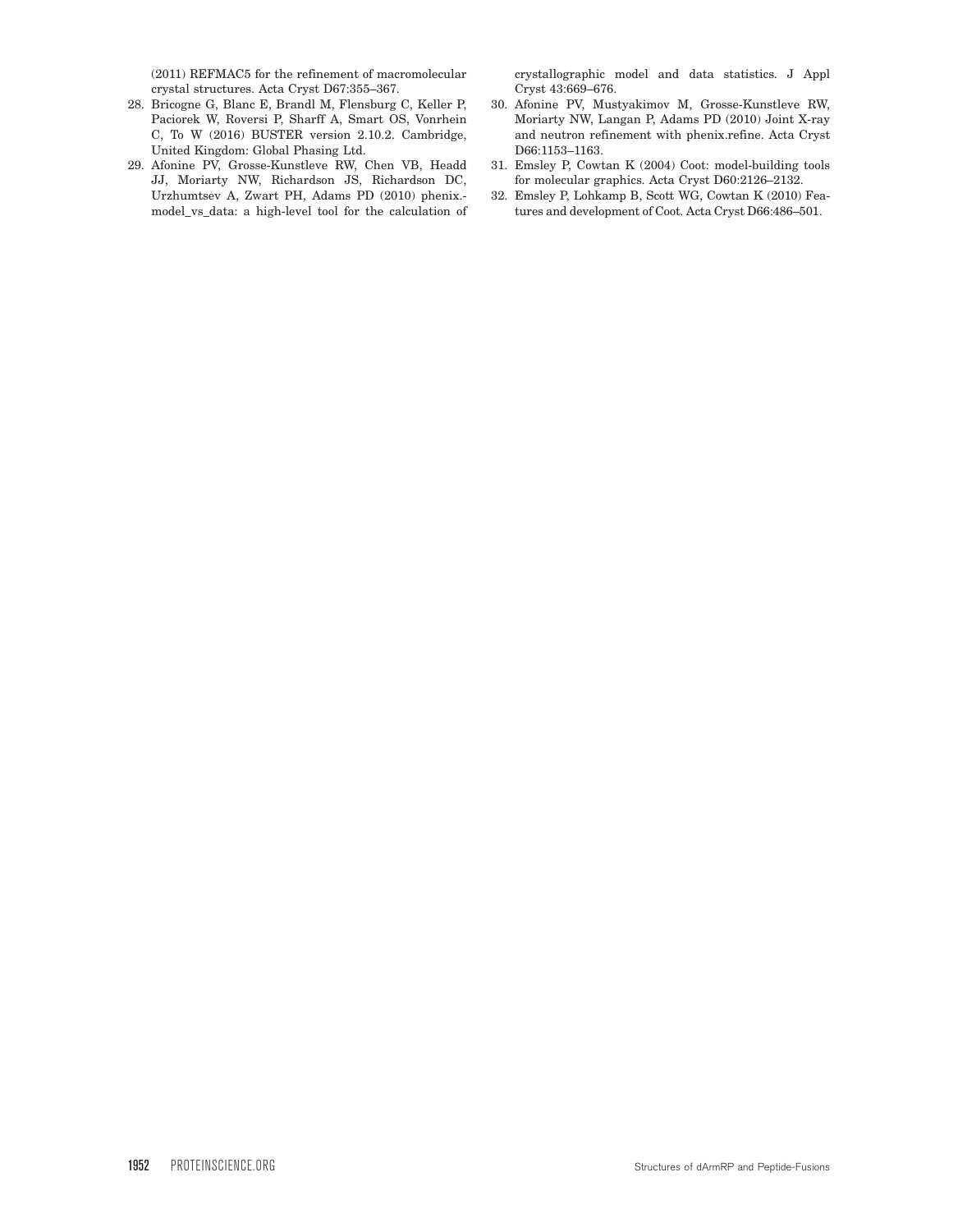(2011) REFMAC5 for the refinement of macromolecular crystal structures. Acta Cryst D67:355–367.

28. Bricogne G, Blanc E, Brandl M, Flensburg C, Keller P, Paciorek W, Roversi P, Sharff A, Smart OS, Vonrhein C, To W (2016) BUSTER version 2.10.2. Cambridge, United Kingdom: Global Phasing Ltd.
29. Afonine PV, Grosse-Kunstleve RW, Chen VB, Headd JJ, Moriarty NW, Richardson JS, Richardson DC, Urzhumtsev A, Zwart PH, Adams PD (2010) phenix.model_vs_data: a high-level tool for the calculation of crystallographic model and data statistics. J Appl Cryst 43:669–676.
30. Afonine PV, Mustyakimov M, Grosse-Kunstleve RW, Moriarty NW, Langan P, Adams PD (2010) Joint X-ray and neutron refinement with phenix.refine. Acta Cryst D66:1153–1163.
31. Emsley P, Cowtan K (2004) Coot: model-building tools for molecular graphics. Acta Cryst D60:2126–2132.
32. Emsley P, Lohkamp B, Scott WG, Cowtan K (2010) Features and development of Coot. Acta Cryst D66:486–501.